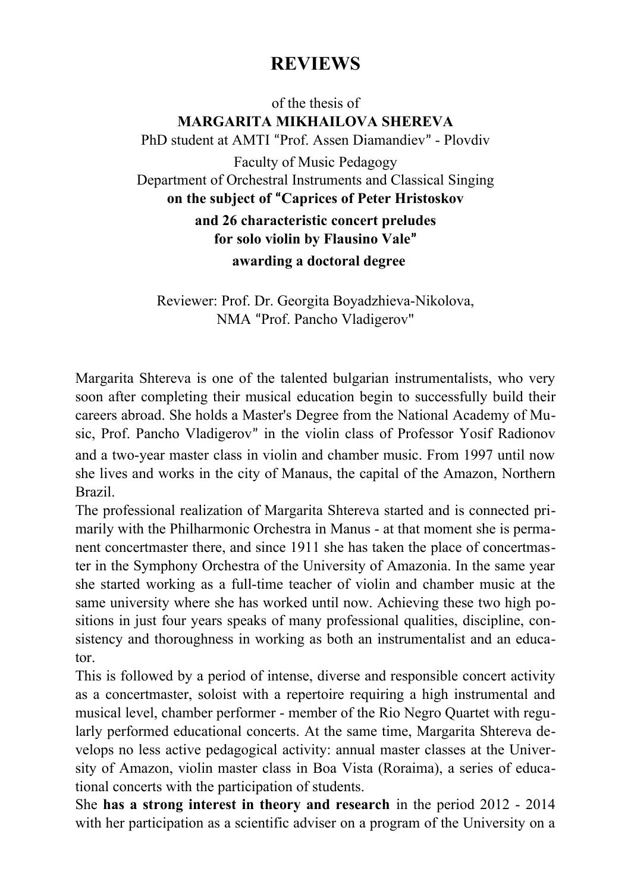# REVIEWS

of the thesis of
**MARGARITA MIKHAILOVA SHEREVA**
PhD student at AMTI "Prof. Assen Diamandiev" - Plovdiv
Faculty of Music Pedagogy
Department of Orchestral Instruments and Classical Singing
**on the subject of "Caprices of Peter Hristoskov and 26 characteristic concert preludes for solo violin by Flausino Vale"**
**awarding a doctoral degree**

Reviewer: Prof. Dr. Georgita Boyadzhieva-Nikolova,
NMA "Prof. Pancho Vladigerov"

Margarita Shtereva is one of the talented bulgarian instrumentalists, who very soon after completing their musical education begin to successfully build their careers abroad. She holds a Master's Degree from the National Academy of Music, Prof. Pancho Vladigerov" in the violin class of Professor Yosif Radionov and a two-year master class in violin and chamber music. From 1997 until now she lives and works in the city of Manaus, the capital of the Amazon, Northern Brazil.

The professional realization of Margarita Shtereva started and is connected primarily with the Philharmonic Orchestra in Manus - at that moment she is permanent concertmaster there, and since 1911 she has taken the place of concertmaster in the Symphony Orchestra of the University of Amazonia. In the same year she started working as a full-time teacher of violin and chamber music at the same university where she has worked until now. Achieving these two high positions in just four years speaks of many professional qualities, discipline, consistency and thoroughness in working as both an instrumentalist and an educator.

This is followed by a period of intense, diverse and responsible concert activity as a concertmaster, soloist with a repertoire requiring a high instrumental and musical level, chamber performer - member of the Rio Negro Quartet with regularly performed educational concerts. At the same time, Margarita Shtereva develops no less active pedagogical activity: annual master classes at the University of Amazon, violin master class in Boa Vista (Roraima), a series of educational concerts with the participation of students.

She **has a strong interest in theory and research** in the period 2012 - 2014 with her participation as a scientific adviser on a program of the University on a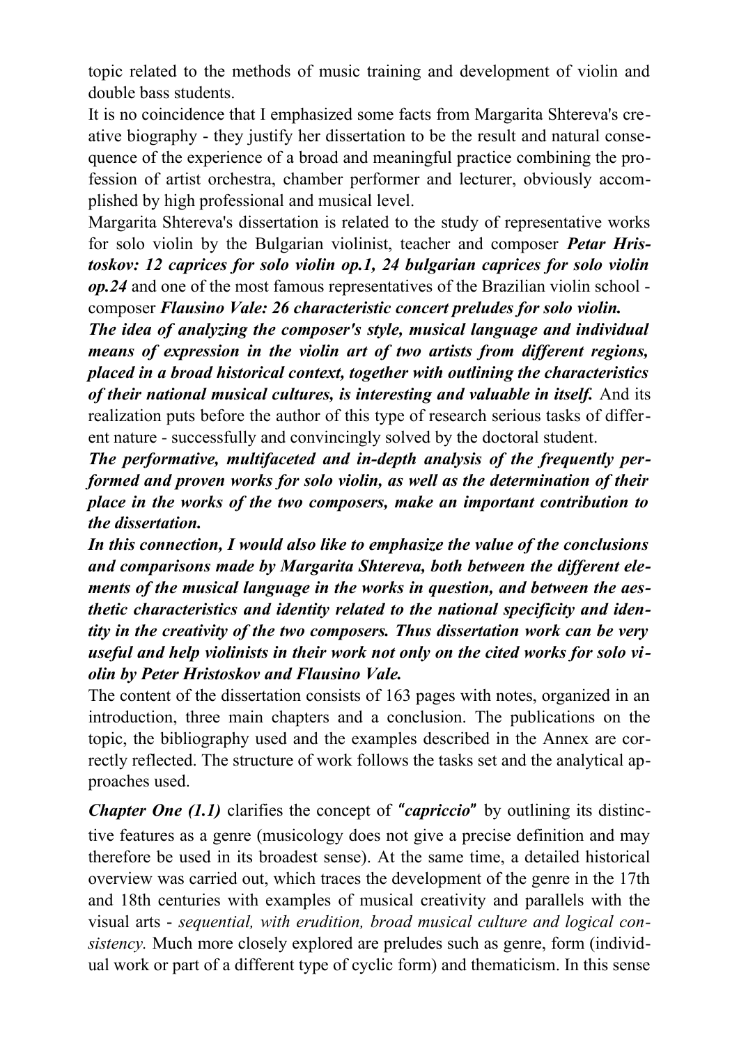topic related to the methods of music training and development of violin and double bass students.

It is no coincidence that I emphasized some facts from Margarita Shtereva's creative biography - they justify her dissertation to be the result and natural consequence of the experience of a broad and meaningful practice combining the profession of artist orchestra, chamber performer and lecturer, obviously accomplished by high professional and musical level.

Margarita Shtereva's dissertation is related to the study of representative works for solo violin by the Bulgarian violinist, teacher and composer ***Petar Hristoskov: 12 caprices for solo violin op.1, 24 bulgarian caprices for solo violin op.24*** and one of the most famous representatives of the Brazilian violin school - composer ***Flausino Vale: 26 characteristic concert preludes for solo violin.***

***The idea of analyzing the composer's style, musical language and individual means of expression in the violin art of two artists from different regions, placed in a broad historical context, together with outlining the characteristics of their national musical cultures, is interesting and valuable in itself.*** And its realization puts before the author of this type of research serious tasks of different nature - successfully and convincingly solved by the doctoral student.

***The performative, multifaceted and in-depth analysis of the frequently performed and proven works for solo violin, as well as the determination of their place in the works of the two composers, make an important contribution to the dissertation.***

***In this connection, I would also like to emphasize the value of the conclusions and comparisons made by Margarita Shtereva, both between the different elements of the musical language in the works in question, and between the aesthetic characteristics and identity related to the national specificity and identity in the creativity of the two composers. Thus dissertation work can be very useful and help violinists in their work not only on the cited works for solo violin by Peter Hristoskov and Flausino Vale.***

The content of the dissertation consists of 163 pages with notes, organized in an introduction, three main chapters and a conclusion. The publications on the topic, the bibliography used and the examples described in the Annex are correctly reflected. The structure of work follows the tasks set and the analytical approaches used.

***Chapter One (1.1)*** clarifies the concept of ***"capriccio"*** by outlining its distinctive features as a genre (musicology does not give a precise definition and may therefore be used in its broadest sense). At the same time, a detailed historical overview was carried out, which traces the development of the genre in the 17th and 18th centuries with examples of musical creativity and parallels with the visual arts - *sequential, with erudition, broad musical culture and logical consistency.* Much more closely explored are preludes such as genre, form (individual work or part of a different type of cyclic form) and thematicism. In this sense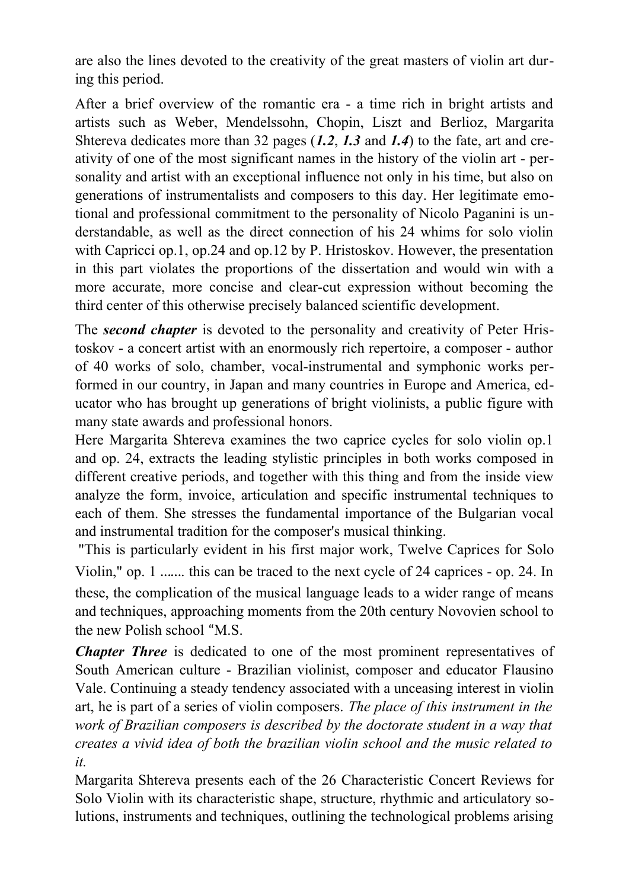are also the lines devoted to the creativity of the great masters of violin art during this period.

After a brief overview of the romantic era - a time rich in bright artists and artists such as Weber, Mendelssohn, Chopin, Liszt and Berlioz, Margarita Shtereva dedicates more than 32 pages (***1.2***, ***1.3*** and ***1.4***) to the fate, art and creativity of one of the most significant names in the history of the violin art - personality and artist with an exceptional influence not only in his time, but also on generations of instrumentalists and composers to this day. Her legitimate emotional and professional commitment to the personality of Nicolo Paganini is understandable, as well as the direct connection of his 24 whims for solo violin with Capricci op.1, op.24 and op.12 by P. Hristoskov. However, the presentation in this part violates the proportions of the dissertation and would win with a more accurate, more concise and clear-cut expression without becoming the third center of this otherwise precisely balanced scientific development.

The ***second chapter*** is devoted to the personality and creativity of Peter Hristoskov - a concert artist with an enormously rich repertoire, a composer - author of 40 works of solo, chamber, vocal-instrumental and symphonic works performed in our country, in Japan and many countries in Europe and America, educator who has brought up generations of bright violinists, a public figure with many state awards and professional honors.

Here Margarita Shtereva examines the two caprice cycles for solo violin op.1 and op. 24, extracts the leading stylistic principles in both works composed in different creative periods, and together with this thing and from the inside view analyze the form, invoice, articulation and specific instrumental techniques to each of them. She stresses the fundamental importance of the Bulgarian vocal and instrumental tradition for the composer's musical thinking.

"This is particularly evident in his first major work, Twelve Caprices for Solo Violin," op. 1 ....... this can be traced to the next cycle of 24 caprices - op. 24. In these, the complication of the musical language leads to a wider range of means and techniques, approaching moments from the 20th century Novovien school to the new Polish school "M.S.

***Chapter Three*** is dedicated to one of the most prominent representatives of South American culture - Brazilian violinist, composer and educator Flausino Vale. Continuing a steady tendency associated with a unceasing interest in violin art, he is part of a series of violin composers. *The place of this instrument in the work of Brazilian composers is described by the doctorate student in a way that creates a vivid idea of both the brazilian violin school and the music related to it.*

Margarita Shtereva presents each of the 26 Characteristic Concert Reviews for Solo Violin with its characteristic shape, structure, rhythmic and articulatory solutions, instruments and techniques, outlining the technological problems arising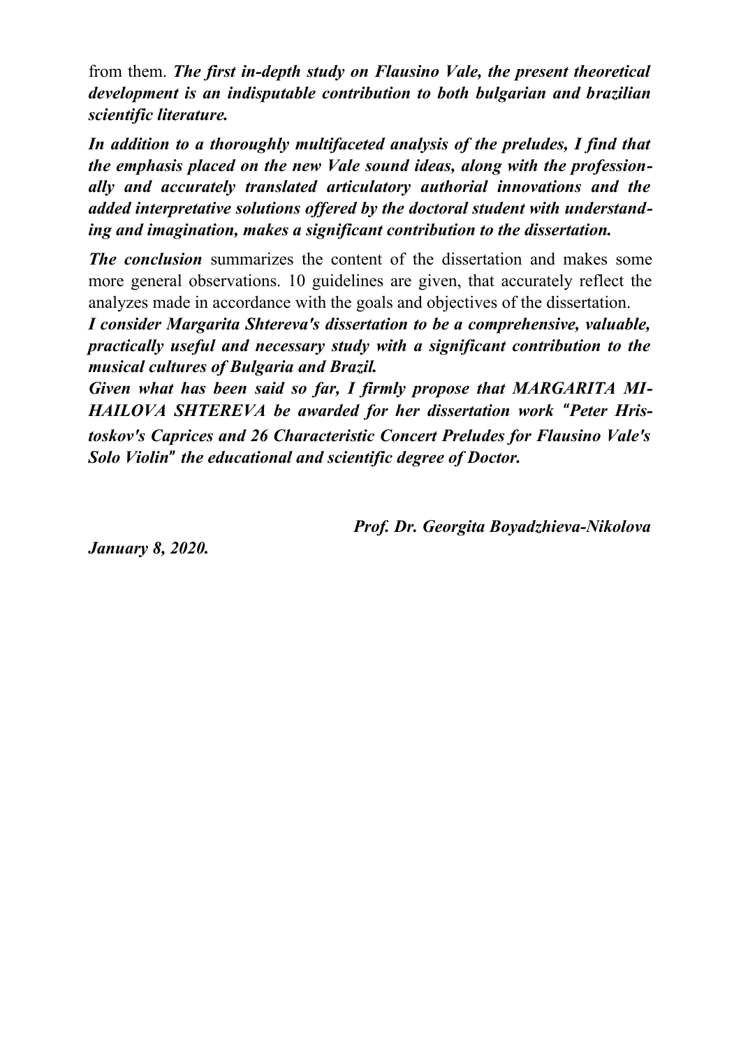from them. ***The first in-depth study on Flausino Vale, the present theoretical development is an indisputable contribution to both bulgarian and brazilian scientific literature.***

***In addition to a thoroughly multifaceted analysis of the preludes, I find that the emphasis placed on the new Vale sound ideas, along with the professionally and accurately translated articulatory authorial innovations and the added interpretative solutions offered by the doctoral student with understanding and imagination, makes a significant contribution to the dissertation.***

***The conclusion*** summarizes the content of the dissertation and makes some more general observations. 10 guidelines are given, that accurately reflect the analyzes made in accordance with the goals and objectives of the dissertation.

***I consider Margarita Shtereva's dissertation to be a comprehensive, valuable, practically useful and necessary study with a significant contribution to the musical cultures of Bulgaria and Brazil.***

***Given what has been said so far, I firmly propose that MARGARITA MIHAILOVA SHTEREVA be awarded for her dissertation work "Peter Hristoskov's Caprices and 26 Characteristic Concert Preludes for Flausino Vale's Solo Violin" the educational and scientific degree of Doctor.***

***Prof. Dr. Georgita Boyadzhieva-Nikolova***

***January 8, 2020.***